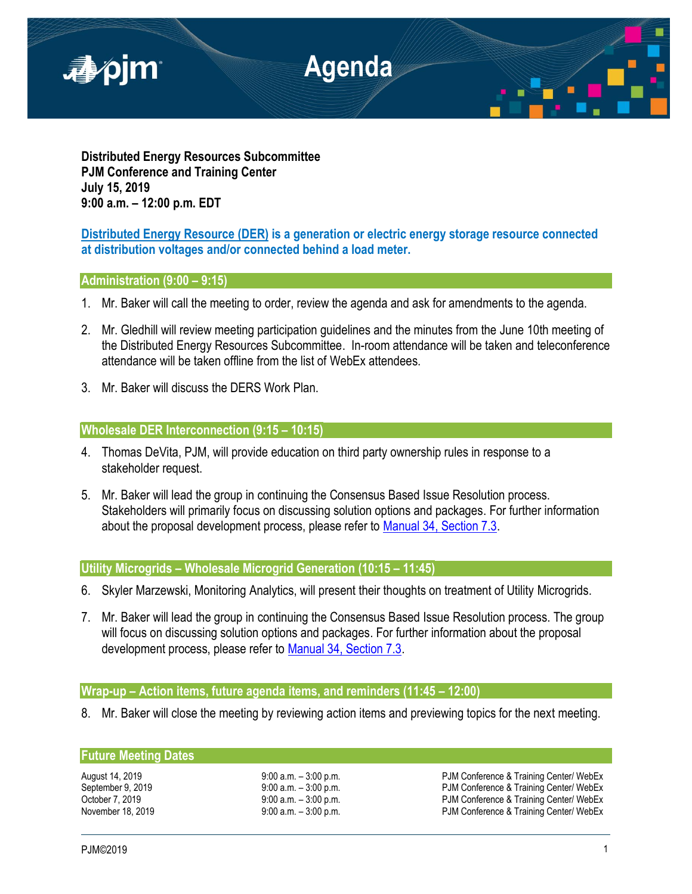# Agenda

**Distributed Energy Resources Subcommittee**
**PJM Conference and Training Center**
**July 15, 2019**
**9:00 a.m. – 12:00 p.m. EDT**

**Distributed Energy Resource (DER) is a generation or electric energy storage resource connected at distribution voltages and/or connected behind a load meter.**

## Administration (9:00 – 9:15)

1. Mr. Baker will call the meeting to order, review the agenda and ask for amendments to the agenda.
2. Mr. Gledhill will review meeting participation guidelines and the minutes from the June 10th meeting of the Distributed Energy Resources Subcommittee. In-room attendance will be taken and teleconference attendance will be taken offline from the list of WebEx attendees.
3. Mr. Baker will discuss the DERS Work Plan.

## Wholesale DER Interconnection (9:15 – 10:15)

4. Thomas DeVita, PJM, will provide education on third party ownership rules in response to a stakeholder request.
5. Mr. Baker will lead the group in continuing the Consensus Based Issue Resolution process. Stakeholders will primarily focus on discussing solution options and packages. For further information about the proposal development process, please refer to Manual 34, Section 7.3.

## Utility Microgrids – Wholesale Microgrid Generation (10:15 – 11:45)

6. Skyler Marzewski, Monitoring Analytics, will present their thoughts on treatment of Utility Microgrids.
7. Mr. Baker will lead the group in continuing the Consensus Based Issue Resolution process. The group will focus on discussing solution options and packages. For further information about the proposal development process, please refer to Manual 34, Section 7.3.

## Wrap-up – Action items, future agenda items, and reminders (11:45 – 12:00)

8. Mr. Baker will close the meeting by reviewing action items and previewing topics for the next meeting.

## Future Meeting Dates

| | | |
|---|---|---|
| August 14, 2019 | 9:00 a.m. – 3:00 p.m. | PJM Conference & Training Center/ WebEx |
| September 9, 2019 | 9:00 a.m. – 3:00 p.m. | PJM Conference & Training Center/ WebEx |
| October 7, 2019 | 9:00 a.m. – 3:00 p.m. | PJM Conference & Training Center/ WebEx |
| November 18, 2019 | 9:00 a.m. – 3:00 p.m. | PJM Conference & Training Center/ WebEx |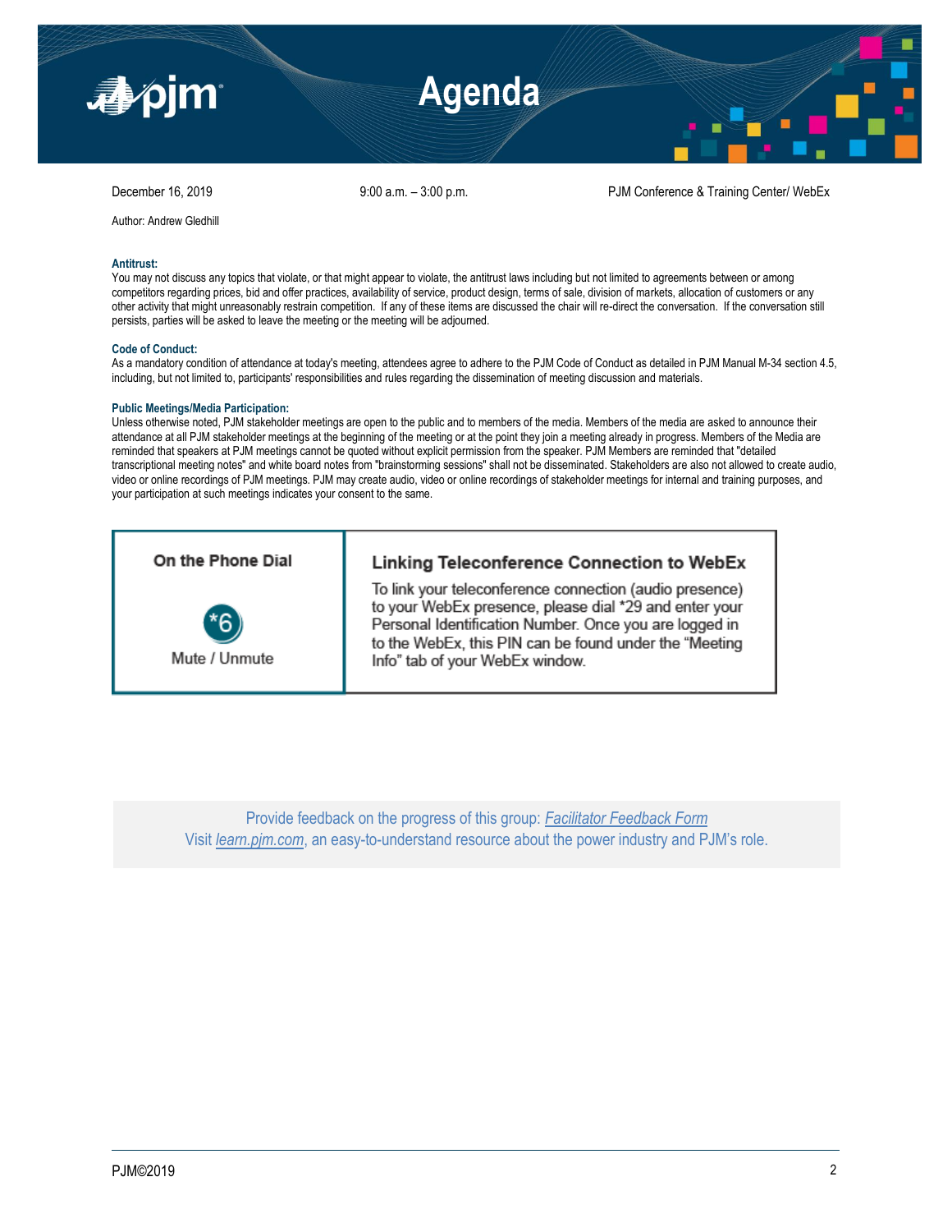# Agenda

December 16, 2019 | 9:00 a.m. – 3:00 p.m. | PJM Conference & Training Center/ WebEx

Author: Andrew Gledhill

**Antitrust:**
You may not discuss any topics that violate, or that might appear to violate, the antitrust laws including but not limited to agreements between or among competitors regarding prices, bid and offer practices, availability of service, product design, terms of sale, division of markets, allocation of customers or any other activity that might unreasonably restrain competition. If any of these items are discussed the chair will re-direct the conversation. If the conversation still persists, parties will be asked to leave the meeting or the meeting will be adjourned.

**Code of Conduct:**
As a mandatory condition of attendance at today's meeting, attendees agree to adhere to the PJM Code of Conduct as detailed in PJM Manual M-34 section 4.5, including, but not limited to, participants' responsibilities and rules regarding the dissemination of meeting discussion and materials.

**Public Meetings/Media Participation:**
Unless otherwise noted, PJM stakeholder meetings are open to the public and to members of the media. Members of the media are asked to announce their attendance at all PJM stakeholder meetings at the beginning of the meeting or at the point they join a meeting already in progress. Members of the Media are reminded that speakers at PJM meetings cannot be quoted without explicit permission from the speaker. PJM Members are reminded that "detailed transcriptional meeting notes" and white board notes from "brainstorming sessions" shall not be disseminated. Stakeholders are also not allowed to create audio, video or online recordings of PJM meetings. PJM may create audio, video or online recordings of stakeholder meetings for internal and training purposes, and your participation at such meetings indicates your consent to the same.

| On the Phone Dial | Linking Teleconference Connection to WebEx |
|---|---|
| *6 Mute / Unmute | To link your teleconference connection (audio presence) to your WebEx presence, please dial *29 and enter your Personal Identification Number. Once you are logged in to the WebEx, this PIN can be found under the "Meeting Info" tab of your WebEx window. |

Provide feedback on the progress of this group: *Facilitator Feedback Form*
Visit *learn.pjm.com*, an easy-to-understand resource about the power industry and PJM's role.